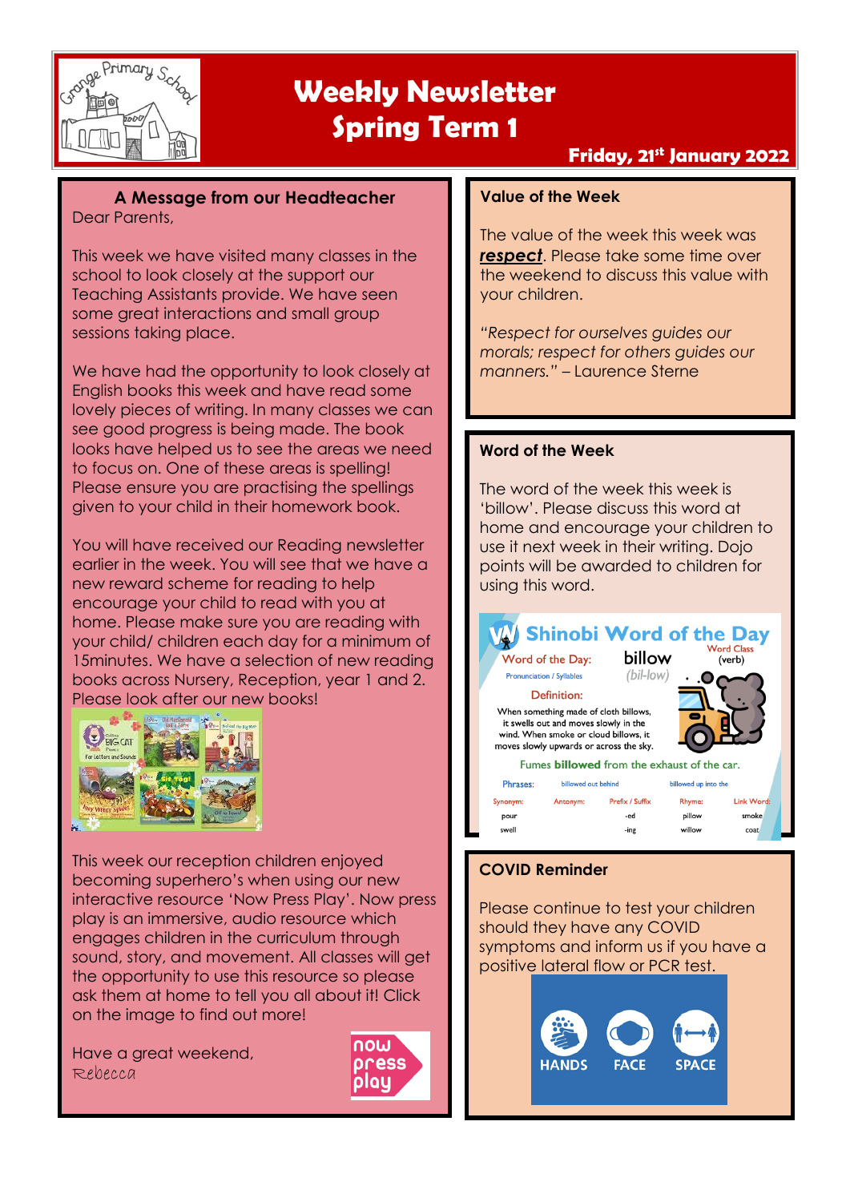# Weekly Newsletter Spring Term 1

**Friday, 21st January 2022**

## A Message from our Headteacher

Dear Parents,

This week we have visited many classes in the school to look closely at the support our Teaching Assistants provide. We have seen some great interactions and small group sessions taking place.

We have had the opportunity to look closely at English books this week and have read some lovely pieces of writing. In many classes we can see good progress is being made. The book looks have helped us to see the areas we need to focus on. One of these areas is spelling! Please ensure you are practising the spellings given to your child in their homework book.

You will have received our Reading newsletter earlier in the week. You will see that we have a new reward scheme for reading to help encourage your child to read with you at home. Please make sure you are reading with your child/ children each day for a minimum of 15minutes. We have a selection of new reading books across Nursery, Reception, year 1 and 2. Please look after our new books!

This week our reception children enjoyed becoming superhero's when using our new interactive resource 'Now Press Play'. Now press play is an immersive, audio resource which engages children in the curriculum through sound, story, and movement. All classes will get the opportunity to use this resource so please ask them at home to tell you all about it! Click on the image to find out more!

Have a great weekend,
Rebecca

## Value of the Week

The value of the week this week was ***respect***. Please take some time over the weekend to discuss this value with your children.

*"Respect for ourselves guides our morals; respect for others guides our manners."* – Laurence Sterne

## Word of the Week

The word of the week this week is 'billow'. Please discuss this word at home and encourage your children to use it next week in their writing. Dojo points will be awarded to children for using this word.

**Shinobi Word of the Day**

Word of the Day: **billow** (bil-low) — Word Class: (verb)

Definition: When something made of cloth billows, it swells out and moves slowly in the wind. When smoke or cloud billows, it moves slowly upwards or across the sky.

Fumes **billowed** from the exhaust of the car.

Phrases: billowed out behind; billowed up into the

| Synonym: | Antonym: | Prefix / Suffix | Rhyme: | Link Word: |
|---|---|---|---|---|
| pour | | -ed | pillow | smoke |
| swell | | -ing | willow | coat |

## COVID Reminder

Please continue to test your children should they have any COVID symptoms and inform us if you have a positive lateral flow or PCR test.

HANDS FACE SPACE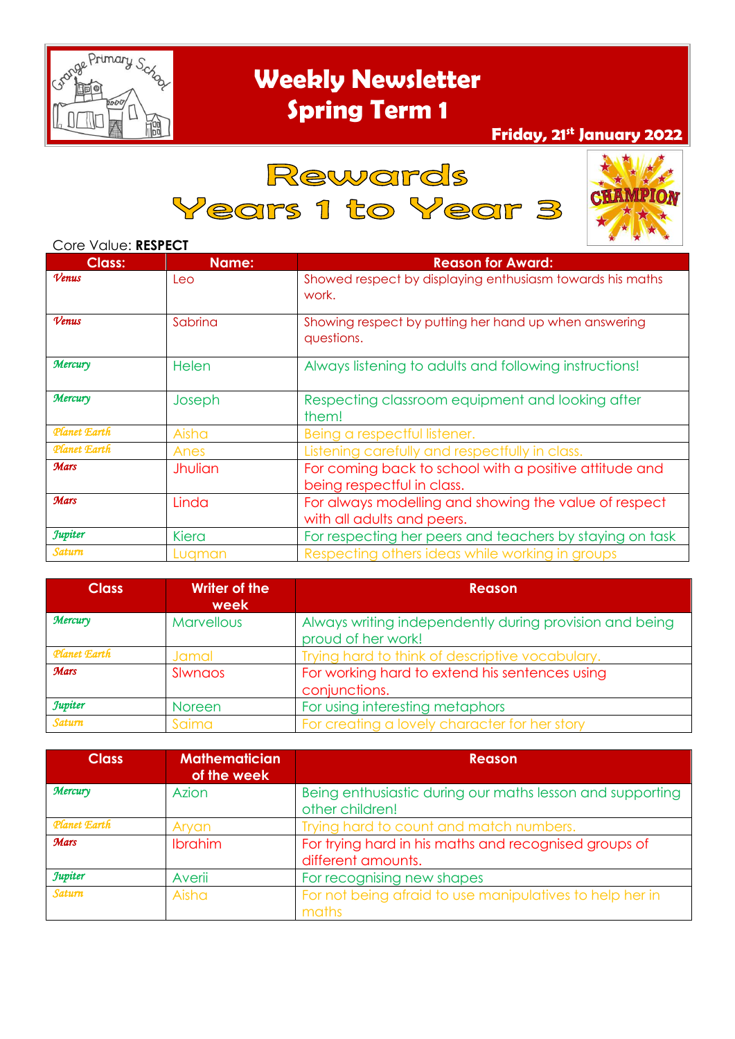# Weekly Newsletter
# Spring Term 1

**Friday, 21st January 2022**

## Rewards
## Years 1 to Year 3

Core Value: **RESPECT**

| Class: | Name: | Reason for Award: |
|---|---|---|
| *Venus* | Leo | Showed respect by displaying enthusiasm towards his maths work. |
| *Venus* | Sabrina | Showing respect by putting her hand up when answering questions. |
| *Mercury* | Helen | Always listening to adults and following instructions! |
| *Mercury* | Joseph | Respecting classroom equipment and looking after them! |
| *Planet Earth* | Aisha | Being a respectful listener. |
| *Planet Earth* | Anes | Listening carefully and respectfully in class. |
| *Mars* | Jhulian | For coming back to school with a positive attitude and being respectful in class. |
| *Mars* | Linda | For always modelling and showing the value of respect with all adults and peers. |
| *Jupiter* | Kiera | For respecting her peers and teachers by staying on task |
| *Saturn* | Luqman | Respecting others ideas while working in groups |

| Class | Writer of the week | Reason |
|---|---|---|
| *Mercury* | Marvellous | Always writing independently during provision and being proud of her work! |
| *Planet Earth* | Jamal | Trying hard to think of descriptive vocabulary. |
| *Mars* | Slwnaos | For working hard to extend his sentences using conjunctions. |
| *Jupiter* | Noreen | For using interesting metaphors |
| *Saturn* | Saima | For creating a lovely character for her story |

| Class | Mathematician of the week | Reason |
|---|---|---|
| *Mercury* | Azion | Being enthusiastic during our maths lesson and supporting other children! |
| *Planet Earth* | Aryan | Trying hard to count and match numbers. |
| *Mars* | Ibrahim | For trying hard in his maths and recognised groups of different amounts. |
| *Jupiter* | Averii | For recognising new shapes |
| *Saturn* | Aisha | For not being afraid to use manipulatives to help her in maths |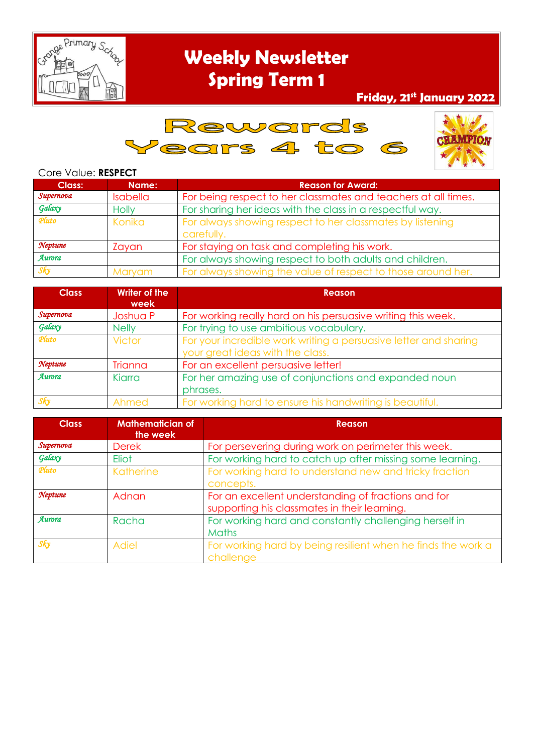# Weekly Newsletter
## Spring Term 1

**Friday, 21st January 2022**

# Rewards Years 4 to 6

Core Value: **RESPECT**

| Class: | Name: | Reason for Award: |
|---|---|---|
| Supernova | Isabella | For being respect to her classmates and teachers at all times. |
| Galaxy | Holly | For sharing her ideas with the class in a respectful way. |
| Pluto | Konika | For always showing respect to her classmates by listening carefully. |
| Neptune | Zayan | For staying on task and completing his work. |
| Aurora | | For always showing respect to both adults and children. |
| Sky | Maryam | For always showing the value of respect to those around her. |

| Class | Writer of the week | Reason |
|---|---|---|
| Supernova | Joshua P | For working really hard on his persuasive writing this week. |
| Galaxy | Nelly | For trying to use ambitious vocabulary. |
| Pluto | Victor | For your incredible work writing a persuasive letter and sharing your great ideas with the class. |
| Neptune | Trianna | For an excellent persuasive letter! |
| Aurora | Kiarra | For her amazing use of conjunctions and expanded noun phrases. |
| Sky | Ahmed | For working hard to ensure his handwriting is beautiful. |

| Class | Mathematician of the week | Reason |
|---|---|---|
| Supernova | Derek | For persevering during work on perimeter this week. |
| Galaxy | Eliot | For working hard to catch up after missing some learning. |
| Pluto | Katherine | For working hard to understand new and tricky fraction concepts. |
| Neptune | Adnan | For an excellent understanding of fractions and for supporting his classmates in their learning. |
| Aurora | Racha | For working hard and constantly challenging herself in Maths |
| Sky | Adiel | For working hard by being resilient when he finds the work a challenge |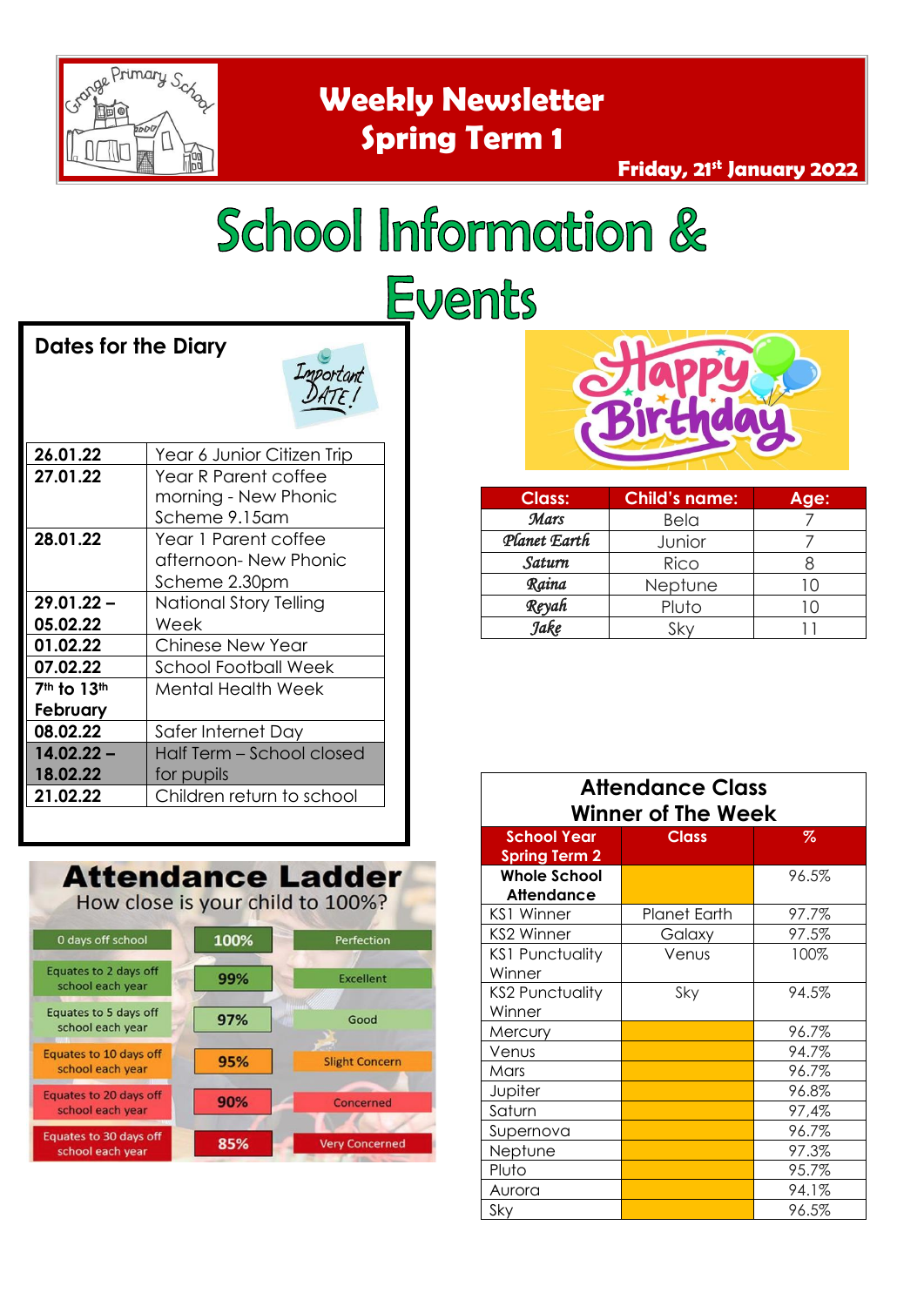# Weekly Newsletter
## Spring Term 1

**Friday, 21st January 2022**

# School Information & Events

## Dates for the Diary

| Date | Event |
|---|---|
| **26.01.22** | Year 6 Junior Citizen Trip |
| **27.01.22** | Year R Parent coffee morning - New Phonic Scheme 9.15am |
| **28.01.22** | Year 1 Parent coffee afternoon- New Phonic Scheme 2.30pm |
| **29.01.22 – 05.02.22** | National Story Telling Week |
| **01.02.22** | Chinese New Year |
| **07.02.22** | School Football Week |
| **7th to 13th February** | Mental Health Week |
| **08.02.22** | Safer Internet Day |
| **14.02.22 – 18.02.22** | Half Term – School closed for pupils |
| **21.02.22** | Children return to school |

## Happy Birthday

| Class: | Child's name: | Age: |
|---|---|---|
| *Mars* | Bela | 7 |
| *Planet Earth* | Junior | 7 |
| *Saturn* | Rico | 8 |
| *Raina* | Neptune | 10 |
| *Reyah* | Pluto | 10 |
| *Jake* | Sky | 11 |

## Attendance Ladder

How close is your child to 100%?

| | | |
|---|---|---|
| 0 days off school | 100% | Perfection |
| Equates to 2 days off school each year | 99% | Excellent |
| Equates to 5 days off school each year | 97% | Good |
| Equates to 10 days off school each year | 95% | Slight Concern |
| Equates to 20 days off school each year | 90% | Concerned |
| Equates to 30 days off school each year | 85% | Very Concerned |

## Attendance Class Winner of The Week

| School Year Spring Term 2 | Class | % |
|---|---|---|
| **Whole School Attendance** | | 96.5% |
| KS1 Winner | Planet Earth | 97.7% |
| KS2 Winner | Galaxy | 97.5% |
| KS1 Punctuality Winner | Venus | 100% |
| KS2 Punctuality Winner | Sky | 94.5% |
| Mercury | | 96.7% |
| Venus | | 94.7% |
| Mars | | 96.7% |
| Jupiter | | 96.8% |
| Saturn | | 97.4% |
| Supernova | | 96.7% |
| Neptune | | 97.3% |
| Pluto | | 95.7% |
| Aurora | | 94.1% |
| Sky | | 96.5% |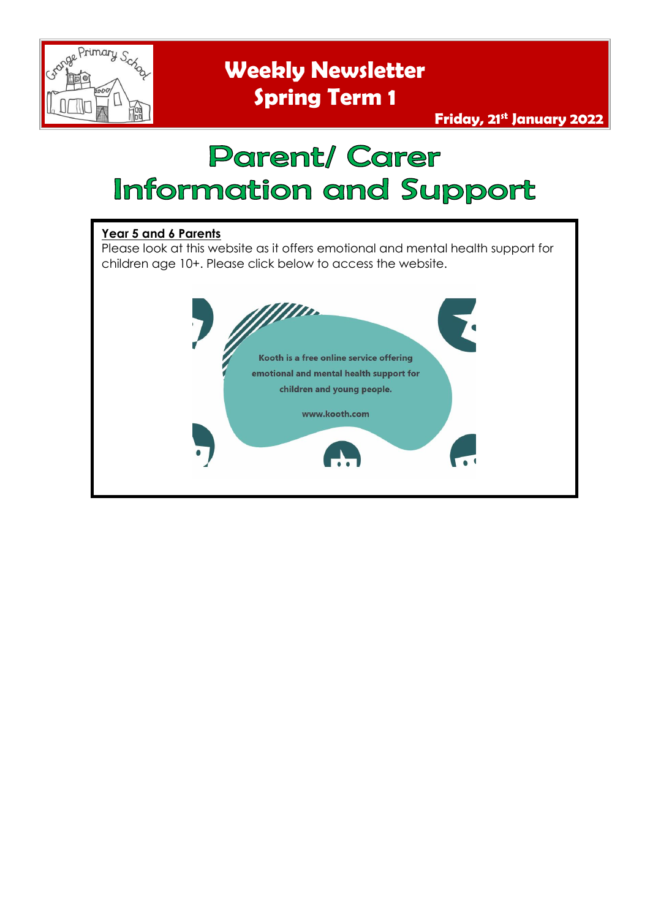# Weekly Newsletter
## Spring Term 1

**Friday, 21st January 2022**

# Parent/ Carer Information and Support

**Year 5 and 6 Parents**

Please look at this website as it offers emotional and mental health support for children age 10+. Please click below to access the website.

Kooth is a free online service offering emotional and mental health support for children and young people.

www.kooth.com